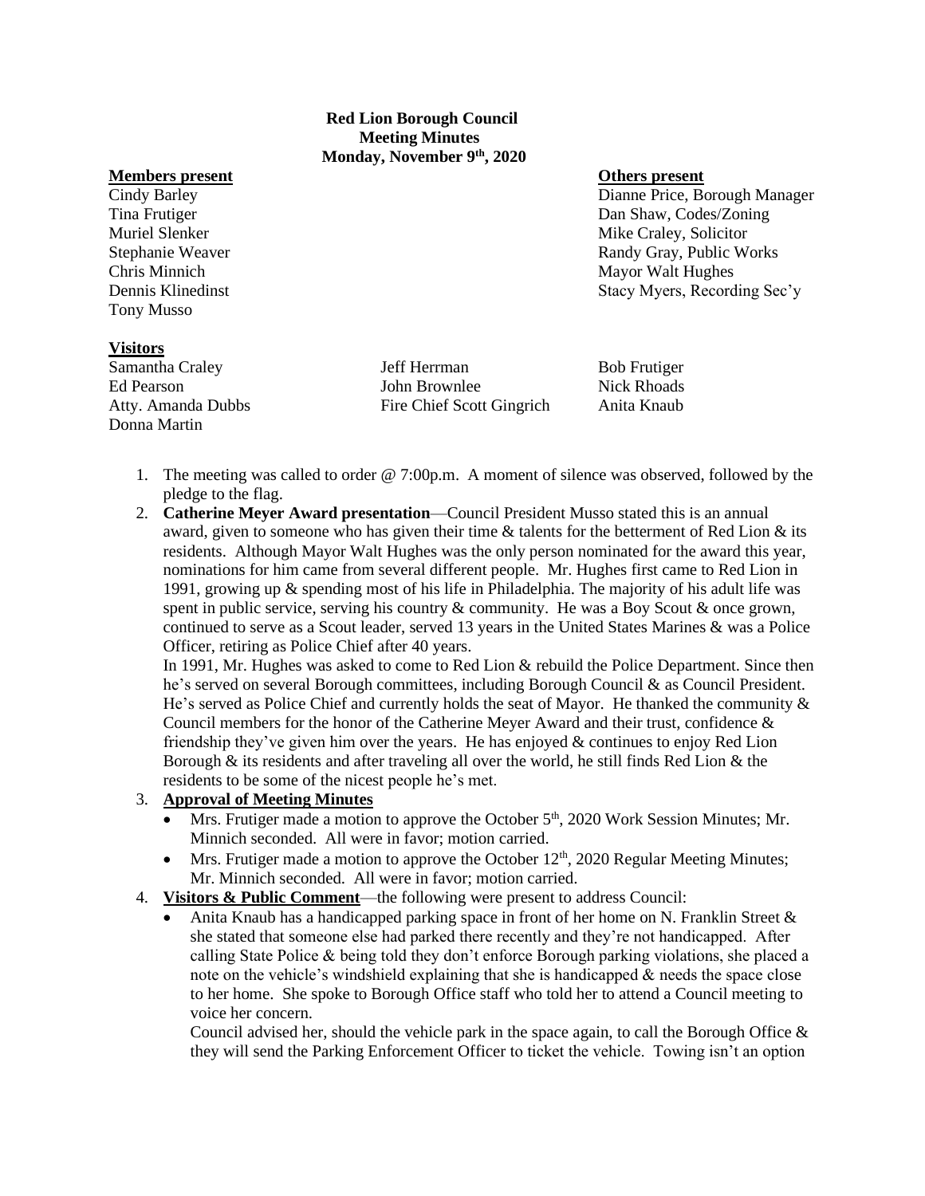**Red Lion Borough Council**
**Meeting Minutes**
**Monday, November 9th, 2020**

| **Members present** | **Others present** |
|---|---|
| Cindy Barley | Dianne Price, Borough Manager |
| Tina Frutiger | Dan Shaw, Codes/Zoning |
| Muriel Slenker | Mike Craley, Solicitor |
| Stephanie Weaver | Randy Gray, Public Works |
| Chris Minnich | Mayor Walt Hughes |
| Dennis Klinedinst | Stacy Myers, Recording Sec'y |
| Tony Musso | |

**Visitors**

| | | |
|---|---|---|
| Samantha Craley | Jeff Herrman | Bob Frutiger |
| Ed Pearson | John Brownlee | Nick Rhoads |
| Atty. Amanda Dubbs | Fire Chief Scott Gingrich | Anita Knaub |
| Donna Martin | | |

1. The meeting was called to order @ 7:00p.m. A moment of silence was observed, followed by the pledge to the flag.
2. **Catherine Meyer Award presentation**—Council President Musso stated this is an annual award, given to someone who has given their time & talents for the betterment of Red Lion & its residents. Although Mayor Walt Hughes was the only person nominated for the award this year, nominations for him came from several different people. Mr. Hughes first came to Red Lion in 1991, growing up & spending most of his life in Philadelphia. The majority of his adult life was spent in public service, serving his country & community. He was a Boy Scout & once grown, continued to serve as a Scout leader, served 13 years in the United States Marines & was a Police Officer, retiring as Police Chief after 40 years.

   In 1991, Mr. Hughes was asked to come to Red Lion & rebuild the Police Department. Since then he's served on several Borough committees, including Borough Council & as Council President. He's served as Police Chief and currently holds the seat of Mayor. He thanked the community & Council members for the honor of the Catherine Meyer Award and their trust, confidence & friendship they've given him over the years. He has enjoyed & continues to enjoy Red Lion Borough & its residents and after traveling all over the world, he still finds Red Lion & the residents to be some of the nicest people he's met.
3. **Approval of Meeting Minutes**
   - Mrs. Frutiger made a motion to approve the October 5th, 2020 Work Session Minutes; Mr. Minnich seconded. All were in favor; motion carried.
   - Mrs. Frutiger made a motion to approve the October 12th, 2020 Regular Meeting Minutes; Mr. Minnich seconded. All were in favor; motion carried.
4. **Visitors & Public Comment**—the following were present to address Council:
   - Anita Knaub has a handicapped parking space in front of her home on N. Franklin Street & she stated that someone else had parked there recently and they're not handicapped. After calling State Police & being told they don't enforce Borough parking violations, she placed a note on the vehicle's windshield explaining that she is handicapped & needs the space close to her home. She spoke to Borough Office staff who told her to attend a Council meeting to voice her concern.

     Council advised her, should the vehicle park in the space again, to call the Borough Office & they will send the Parking Enforcement Officer to ticket the vehicle. Towing isn't an option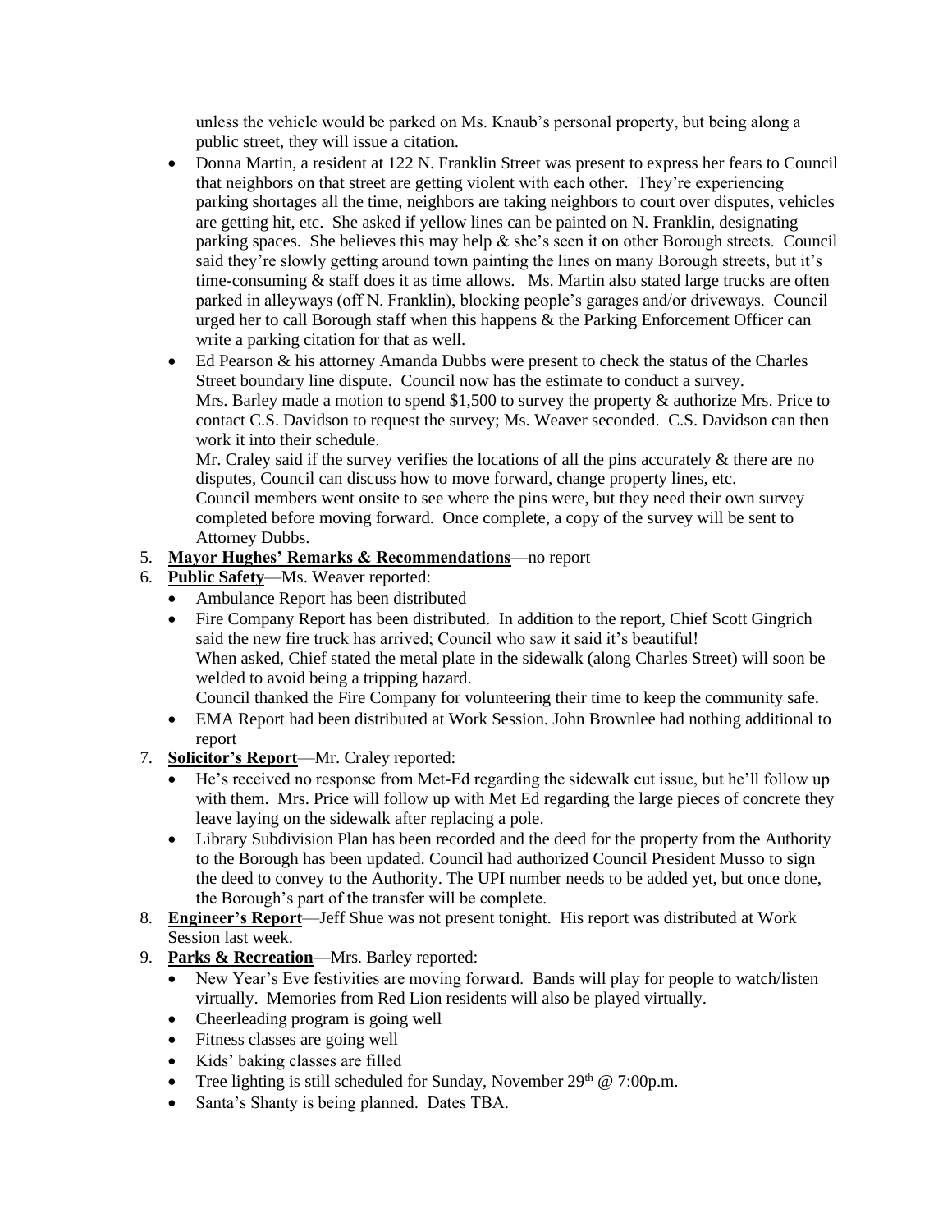unless the vehicle would be parked on Ms. Knaub's personal property, but being along a public street, they will issue a citation.

- Donna Martin, a resident at 122 N. Franklin Street was present to express her fears to Council that neighbors on that street are getting violent with each other. They're experiencing parking shortages all the time, neighbors are taking neighbors to court over disputes, vehicles are getting hit, etc. She asked if yellow lines can be painted on N. Franklin, designating parking spaces. She believes this may help & she's seen it on other Borough streets. Council said they're slowly getting around town painting the lines on many Borough streets, but it's time-consuming & staff does it as time allows. Ms. Martin also stated large trucks are often parked in alleyways (off N. Franklin), blocking people's garages and/or driveways. Council urged her to call Borough staff when this happens & the Parking Enforcement Officer can write a parking citation for that as well.
- Ed Pearson & his attorney Amanda Dubbs were present to check the status of the Charles Street boundary line dispute. Council now has the estimate to conduct a survey.
  Mrs. Barley made a motion to spend $1,500 to survey the property & authorize Mrs. Price to contact C.S. Davidson to request the survey; Ms. Weaver seconded. C.S. Davidson can then work it into their schedule.
  Mr. Craley said if the survey verifies the locations of all the pins accurately & there are no disputes, Council can discuss how to move forward, change property lines, etc.
  Council members went onsite to see where the pins were, but they need their own survey completed before moving forward. Once complete, a copy of the survey will be sent to Attorney Dubbs.

5. **Mayor Hughes' Remarks & Recommendations**—no report
6. **Public Safety**—Ms. Weaver reported:
   - Ambulance Report has been distributed
   - Fire Company Report has been distributed. In addition to the report, Chief Scott Gingrich said the new fire truck has arrived; Council who saw it said it's beautiful!
     When asked, Chief stated the metal plate in the sidewalk (along Charles Street) will soon be welded to avoid being a tripping hazard.
     Council thanked the Fire Company for volunteering their time to keep the community safe.
   - EMA Report had been distributed at Work Session. John Brownlee had nothing additional to report
7. **Solicitor's Report**—Mr. Craley reported:
   - He's received no response from Met-Ed regarding the sidewalk cut issue, but he'll follow up with them. Mrs. Price will follow up with Met Ed regarding the large pieces of concrete they leave laying on the sidewalk after replacing a pole.
   - Library Subdivision Plan has been recorded and the deed for the property from the Authority to the Borough has been updated. Council had authorized Council President Musso to sign the deed to convey to the Authority. The UPI number needs to be added yet, but once done, the Borough's part of the transfer will be complete.
8. **Engineer's Report**—Jeff Shue was not present tonight. His report was distributed at Work Session last week.
9. **Parks & Recreation**—Mrs. Barley reported:
   - New Year's Eve festivities are moving forward. Bands will play for people to watch/listen virtually. Memories from Red Lion residents will also be played virtually.
   - Cheerleading program is going well
   - Fitness classes are going well
   - Kids' baking classes are filled
   - Tree lighting is still scheduled for Sunday, November 29th @ 7:00p.m.
   - Santa's Shanty is being planned. Dates TBA.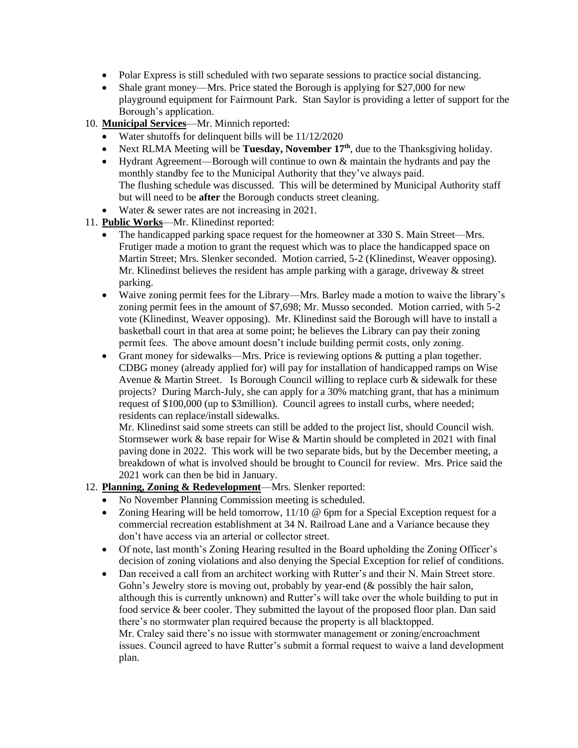- Polar Express is still scheduled with two separate sessions to practice social distancing.
- Shale grant money—Mrs. Price stated the Borough is applying for $27,000 for new playground equipment for Fairmount Park. Stan Saylor is providing a letter of support for the Borough's application.

10. **Municipal Services**—Mr. Minnich reported:
    - Water shutoffs for delinquent bills will be 11/12/2020
    - Next RLMA Meeting will be **Tuesday, November 17th**, due to the Thanksgiving holiday.
    - Hydrant Agreement—Borough will continue to own & maintain the hydrants and pay the monthly standby fee to the Municipal Authority that they've always paid. The flushing schedule was discussed. This will be determined by Municipal Authority staff but will need to be **after** the Borough conducts street cleaning.
    - Water & sewer rates are not increasing in 2021.

11. **Public Works**—Mr. Klinedinst reported:
    - The handicapped parking space request for the homeowner at 330 S. Main Street—Mrs. Frutiger made a motion to grant the request which was to place the handicapped space on Martin Street; Mrs. Slenker seconded. Motion carried, 5-2 (Klinedinst, Weaver opposing). Mr. Klinedinst believes the resident has ample parking with a garage, driveway & street parking.
    - Waive zoning permit fees for the Library—Mrs. Barley made a motion to waive the library's zoning permit fees in the amount of $7,698; Mr. Musso seconded. Motion carried, with 5-2 vote (Klinedinst, Weaver opposing). Mr. Klinedinst said the Borough will have to install a basketball court in that area at some point; he believes the Library can pay their zoning permit fees. The above amount doesn't include building permit costs, only zoning.
    - Grant money for sidewalks—Mrs. Price is reviewing options & putting a plan together. CDBG money (already applied for) will pay for installation of handicapped ramps on Wise Avenue & Martin Street. Is Borough Council willing to replace curb & sidewalk for these projects? During March-July, she can apply for a 30% matching grant, that has a minimum request of $100,000 (up to $3million). Council agrees to install curbs, where needed; residents can replace/install sidewalks.
      Mr. Klinedinst said some streets can still be added to the project list, should Council wish. Stormsewer work & base repair for Wise & Martin should be completed in 2021 with final paving done in 2022. This work will be two separate bids, but by the December meeting, a breakdown of what is involved should be brought to Council for review. Mrs. Price said the 2021 work can then be bid in January.

12. **Planning, Zoning & Redevelopment**—Mrs. Slenker reported:
    - No November Planning Commission meeting is scheduled.
    - Zoning Hearing will be held tomorrow, 11/10 @ 6pm for a Special Exception request for a commercial recreation establishment at 34 N. Railroad Lane and a Variance because they don't have access via an arterial or collector street.
    - Of note, last month's Zoning Hearing resulted in the Board upholding the Zoning Officer's decision of zoning violations and also denying the Special Exception for relief of conditions.
    - Dan received a call from an architect working with Rutter's and their N. Main Street store. Gohn's Jewelry store is moving out, probably by year-end (& possibly the hair salon, although this is currently unknown) and Rutter's will take over the whole building to put in food service & beer cooler. They submitted the layout of the proposed floor plan. Dan said there's no stormwater plan required because the property is all blacktopped.
      Mr. Craley said there's no issue with stormwater management or zoning/encroachment issues. Council agreed to have Rutter's submit a formal request to waive a land development plan.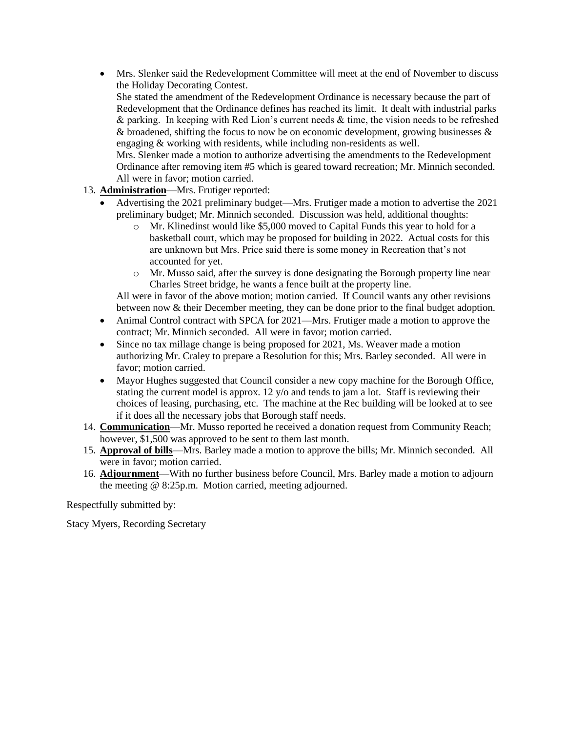- Mrs. Slenker said the Redevelopment Committee will meet at the end of November to discuss the Holiday Decorating Contest.
  She stated the amendment of the Redevelopment Ordinance is necessary because the part of Redevelopment that the Ordinance defines has reached its limit. It dealt with industrial parks & parking. In keeping with Red Lion's current needs & time, the vision needs to be refreshed & broadened, shifting the focus to now be on economic development, growing businesses & engaging & working with residents, while including non-residents as well.
  Mrs. Slenker made a motion to authorize advertising the amendments to the Redevelopment Ordinance after removing item #5 which is geared toward recreation; Mr. Minnich seconded. All were in favor; motion carried.

13. **Administration**—Mrs. Frutiger reported:
    - Advertising the 2021 preliminary budget—Mrs. Frutiger made a motion to advertise the 2021 preliminary budget; Mr. Minnich seconded. Discussion was held, additional thoughts:
      - Mr. Klinedinst would like $5,000 moved to Capital Funds this year to hold for a basketball court, which may be proposed for building in 2022. Actual costs for this are unknown but Mrs. Price said there is some money in Recreation that's not accounted for yet.
      - Mr. Musso said, after the survey is done designating the Borough property line near Charles Street bridge, he wants a fence built at the property line.

      All were in favor of the above motion; motion carried. If Council wants any other revisions between now & their December meeting, they can be done prior to the final budget adoption.
    - Animal Control contract with SPCA for 2021—Mrs. Frutiger made a motion to approve the contract; Mr. Minnich seconded. All were in favor; motion carried.
    - Since no tax millage change is being proposed for 2021, Ms. Weaver made a motion authorizing Mr. Craley to prepare a Resolution for this; Mrs. Barley seconded. All were in favor; motion carried.
    - Mayor Hughes suggested that Council consider a new copy machine for the Borough Office, stating the current model is approx. 12 y/o and tends to jam a lot. Staff is reviewing their choices of leasing, purchasing, etc. The machine at the Rec building will be looked at to see if it does all the necessary jobs that Borough staff needs.
14. **Communication**—Mr. Musso reported he received a donation request from Community Reach; however, $1,500 was approved to be sent to them last month.
15. **Approval of bills**—Mrs. Barley made a motion to approve the bills; Mr. Minnich seconded. All were in favor; motion carried.
16. **Adjournment**—With no further business before Council, Mrs. Barley made a motion to adjourn the meeting @ 8:25p.m. Motion carried, meeting adjourned.

Respectfully submitted by:

Stacy Myers, Recording Secretary